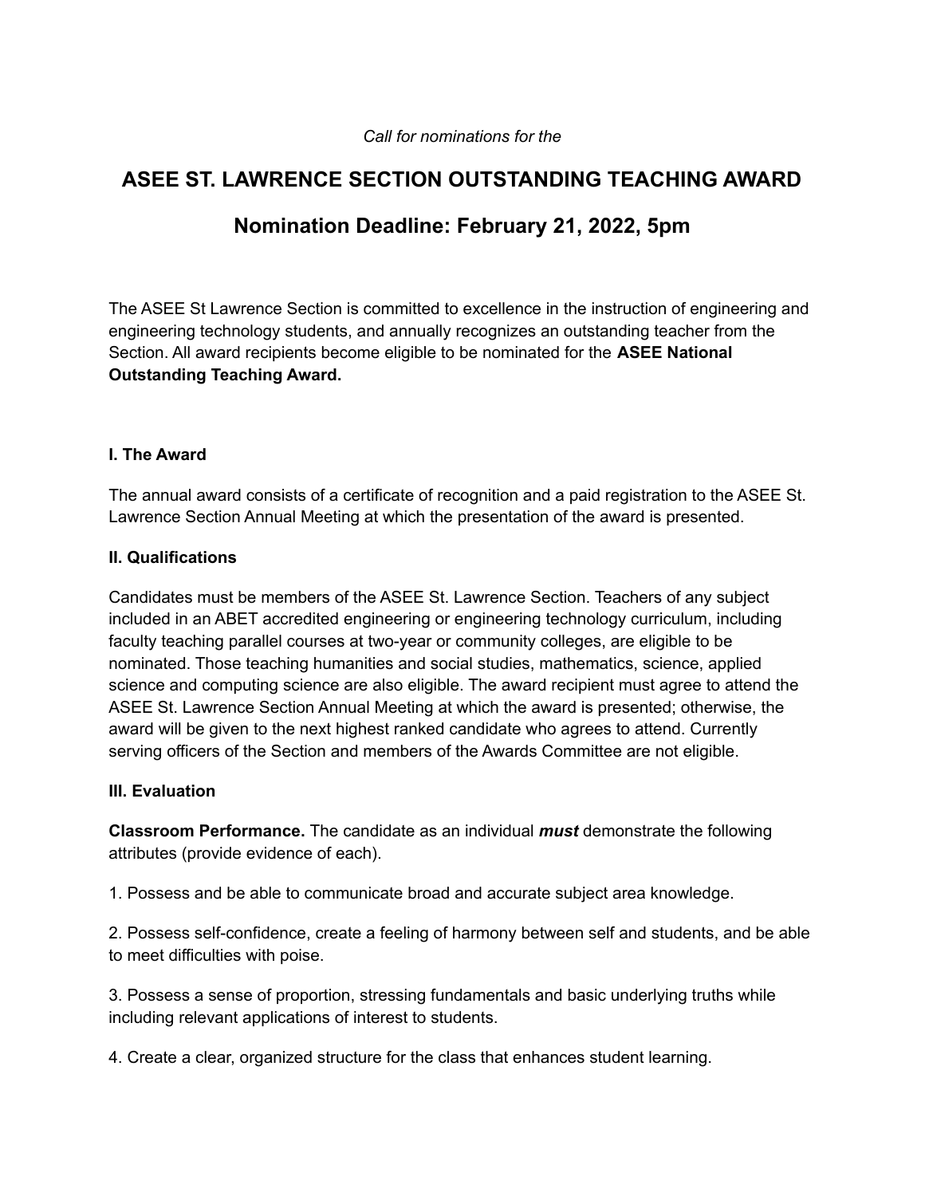*Call for nominations for the*

# ASEE ST. LAWRENCE SECTION OUTSTANDING TEACHING AWARD

## Nomination Deadline: February 21, 2022, 5pm

The ASEE St Lawrence Section is committed to excellence in the instruction of engineering and engineering technology students, and annually recognizes an outstanding teacher from the Section. All award recipients become eligible to be nominated for the **ASEE National Outstanding Teaching Award.**

### I. The Award

The annual award consists of a certificate of recognition and a paid registration to the ASEE St. Lawrence Section Annual Meeting at which the presentation of the award is presented.

### II. Qualifications

Candidates must be members of the ASEE St. Lawrence Section. Teachers of any subject included in an ABET accredited engineering or engineering technology curriculum, including faculty teaching parallel courses at two-year or community colleges, are eligible to be nominated. Those teaching humanities and social studies, mathematics, science, applied science and computing science are also eligible. The award recipient must agree to attend the ASEE St. Lawrence Section Annual Meeting at which the award is presented; otherwise, the award will be given to the next highest ranked candidate who agrees to attend. Currently serving officers of the Section and members of the Awards Committee are not eligible.

### III. Evaluation

**Classroom Performance.** The candidate as an individual ***must*** demonstrate the following attributes (provide evidence of each).

1. Possess and be able to communicate broad and accurate subject area knowledge.

2. Possess self-confidence, create a feeling of harmony between self and students, and be able to meet difficulties with poise.

3. Possess a sense of proportion, stressing fundamentals and basic underlying truths while including relevant applications of interest to students.

4. Create a clear, organized structure for the class that enhances student learning.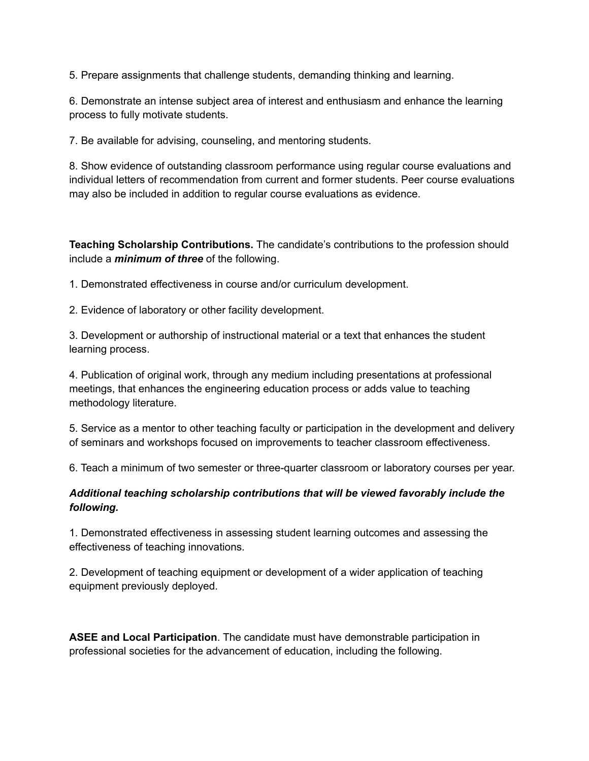5. Prepare assignments that challenge students, demanding thinking and learning.

6. Demonstrate an intense subject area of interest and enthusiasm and enhance the learning process to fully motivate students.

7. Be available for advising, counseling, and mentoring students.

8. Show evidence of outstanding classroom performance using regular course evaluations and individual letters of recommendation from current and former students. Peer course evaluations may also be included in addition to regular course evaluations as evidence.

**Teaching Scholarship Contributions.** The candidate's contributions to the profession should include a ***minimum of three*** of the following.

1. Demonstrated effectiveness in course and/or curriculum development.

2. Evidence of laboratory or other facility development.

3. Development or authorship of instructional material or a text that enhances the student learning process.

4. Publication of original work, through any medium including presentations at professional meetings, that enhances the engineering education process or adds value to teaching methodology literature.

5. Service as a mentor to other teaching faculty or participation in the development and delivery of seminars and workshops focused on improvements to teacher classroom effectiveness.

6. Teach a minimum of two semester or three-quarter classroom or laboratory courses per year.

***Additional teaching scholarship contributions that will be viewed favorably include the following.***

1. Demonstrated effectiveness in assessing student learning outcomes and assessing the effectiveness of teaching innovations.

2. Development of teaching equipment or development of a wider application of teaching equipment previously deployed.

**ASEE and Local Participation**. The candidate must have demonstrable participation in professional societies for the advancement of education, including the following.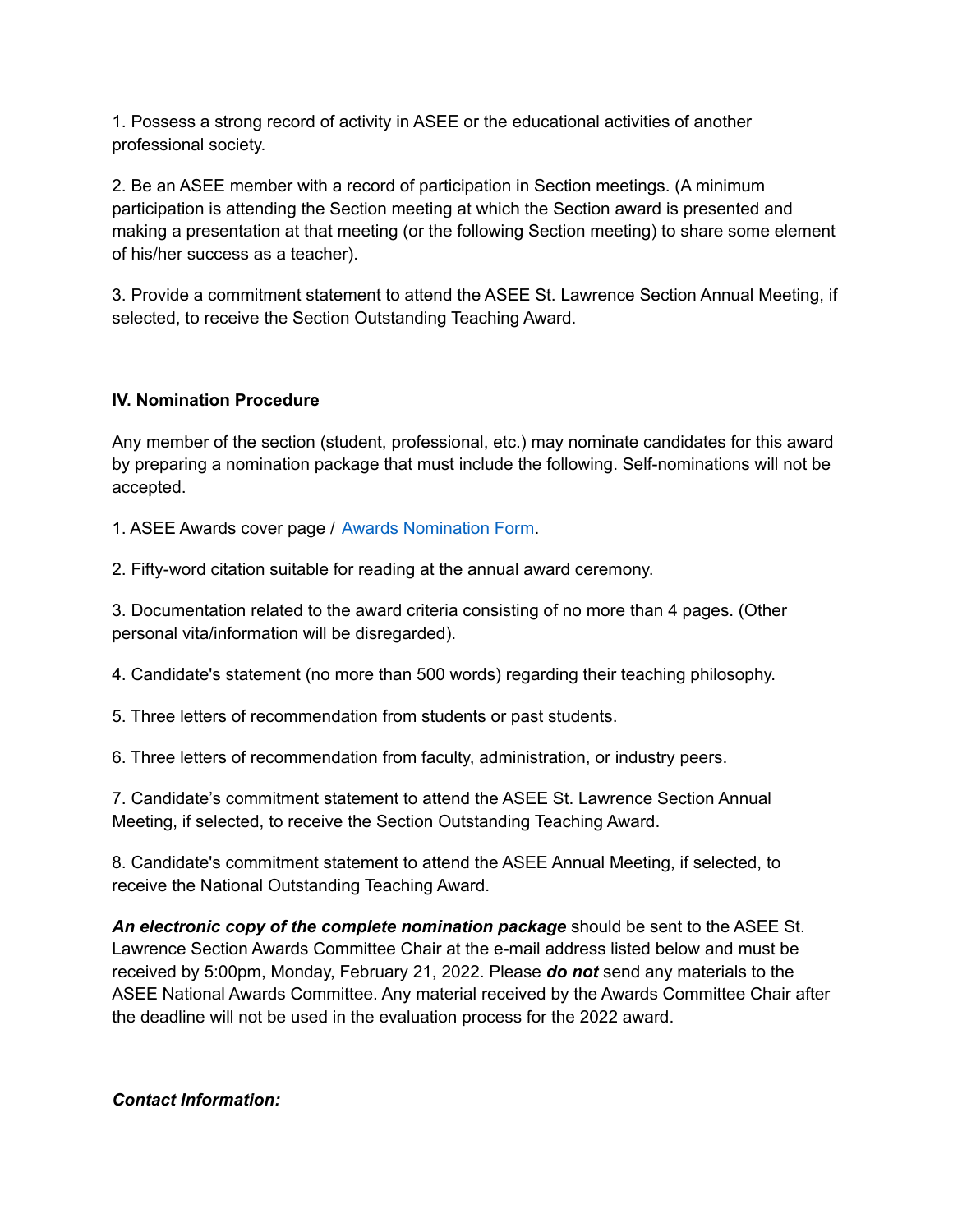1. Possess a strong record of activity in ASEE or the educational activities of another professional society.

2. Be an ASEE member with a record of participation in Section meetings. (A minimum participation is attending the Section meeting at which the Section award is presented and making a presentation at that meeting (or the following Section meeting) to share some element of his/her success as a teacher).

3. Provide a commitment statement to attend the ASEE St. Lawrence Section Annual Meeting, if selected, to receive the Section Outstanding Teaching Award.

### IV. Nomination Procedure

Any member of the section (student, professional, etc.) may nominate candidates for this award by preparing a nomination package that must include the following. Self-nominations will not be accepted.

1. ASEE Awards cover page / Awards Nomination Form.

2. Fifty-word citation suitable for reading at the annual award ceremony.

3. Documentation related to the award criteria consisting of no more than 4 pages. (Other personal vita/information will be disregarded).

4. Candidate's statement (no more than 500 words) regarding their teaching philosophy.

5. Three letters of recommendation from students or past students.

6. Three letters of recommendation from faculty, administration, or industry peers.

7. Candidate's commitment statement to attend the ASEE St. Lawrence Section Annual Meeting, if selected, to receive the Section Outstanding Teaching Award.

8. Candidate's commitment statement to attend the ASEE Annual Meeting, if selected, to receive the National Outstanding Teaching Award.

***An electronic copy of the complete nomination package*** should be sent to the ASEE St. Lawrence Section Awards Committee Chair at the e-mail address listed below and must be received by 5:00pm, Monday, February 21, 2022. Please ***do not*** send any materials to the ASEE National Awards Committee. Any material received by the Awards Committee Chair after the deadline will not be used in the evaluation process for the 2022 award.

***Contact Information:***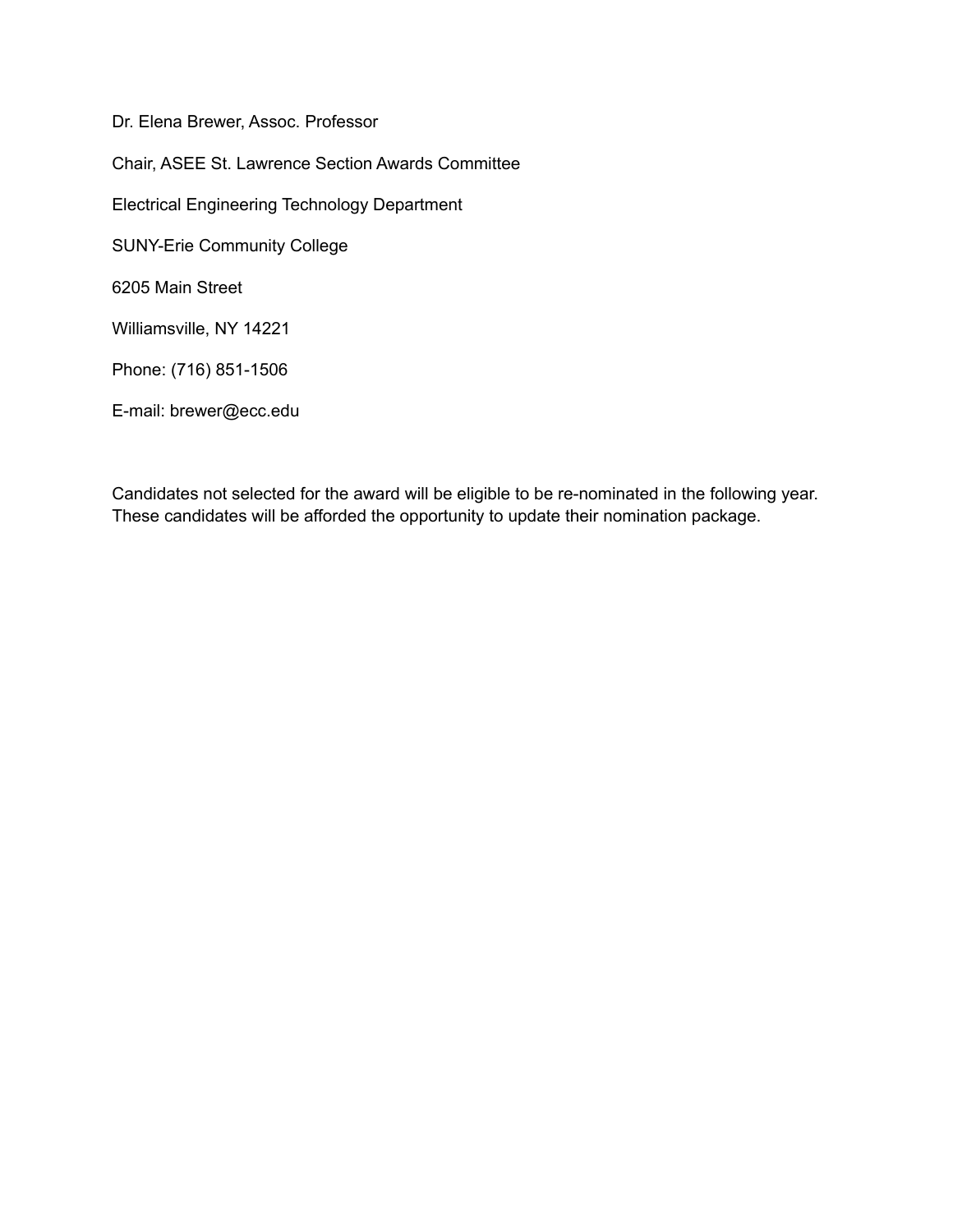Dr. Elena Brewer, Assoc. Professor

Chair, ASEE St. Lawrence Section Awards Committee

Electrical Engineering Technology Department

SUNY-Erie Community College

6205 Main Street

Williamsville, NY 14221

Phone: (716) 851-1506

E-mail: brewer@ecc.edu

Candidates not selected for the award will be eligible to be re-nominated in the following year. These candidates will be afforded the opportunity to update their nomination package.